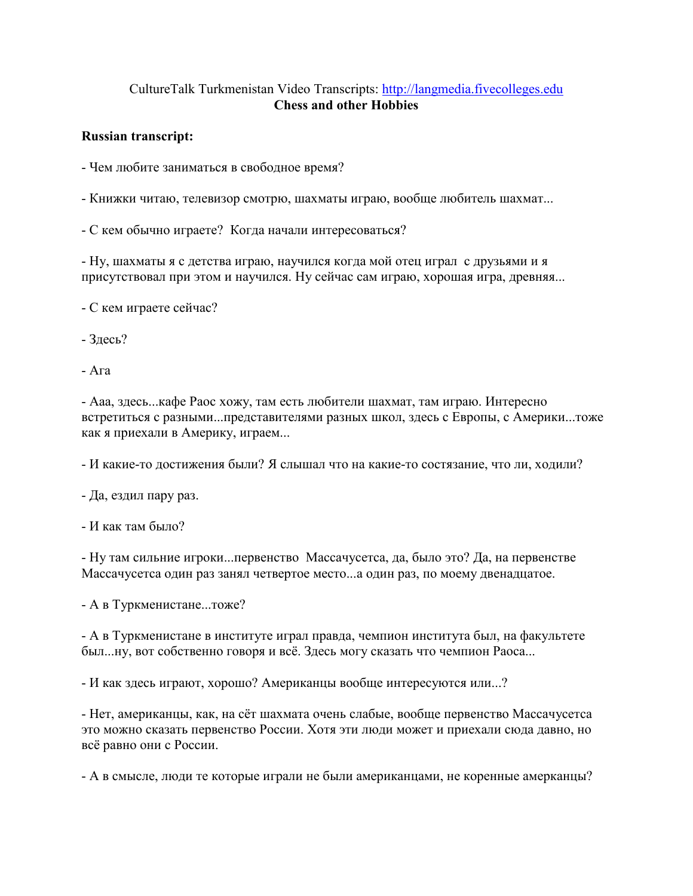CultureTalk Turkmenistan Video Transcripts: http://langmedia.fivecolleges.edu

**Chess and other Hobbies**

**Russian transcript:**

- Чем любите заниматься в свободное время?

- Книжки читаю, телевизор смотрю, шахматы играю, вообще любитель шахмат...

- С кем обычно играете? Когда начали интересоваться?

- Ну, шахматы я с детства играю, научился когда мой отец играл с друзьями и я присутствовал при этом и научился. Ну сейчас сам играю, хорошая игра, древняя...

- С кем играете сейчас?

- Здесь?

- Ага

- Ааа, здесь...кафе Раос хожу, там есть любители шахмат, там играю. Интересно встретиться с разными...представителями разных школ, здесь с Европы, с Америки...тоже как я приехали в Америку, играем...

- И какие-то достижения были? Я слышал что на какие-то состязание, что ли, ходили?

- Да, ездил пару раз.

- И как там было?

- Ну там сильние игроки...первенство Массачусетса, да, было это? Да, на первенстве Массачусетса один раз занял четвертое место...а один раз, по моему двенадцатое.

- А в Туркменистане...тоже?

- А в Туркменистане в институте играл правда, чемпион института был, на факультете был...ну, вот собственно говоря и всё. Здесь могу сказать что чемпион Раоса...

- И как здесь играют, хорошо? Американцы вообще интересуются или...?

- Нет, американцы, как, на сёт шахмата очень слабые, вообще первенство Массачусетса это можно сказать первенство России. Хотя эти люди может и приехали сюда давно, но всё равно они с России.

- А в смысле, люди те которые играли не были американцами, не коренные амерканцы?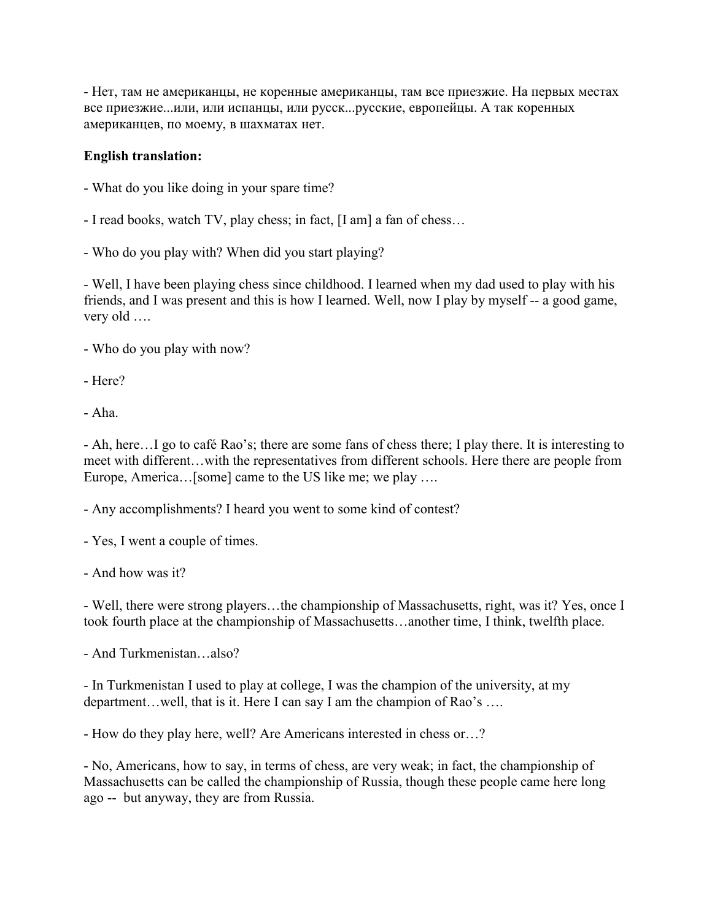- Нет, там не американцы, не коренные американцы, там все приезжие. На первых местах все приезжие...или, или испанцы, или русск...русские, европейцы. А так коренных американцев, по моему, в шахматах нет.

**English translation:**

- What do you like doing in your spare time?

- I read books, watch TV, play chess; in fact, [I am] a fan of chess…

- Who do you play with? When did you start playing?

- Well, I have been playing chess since childhood. I learned when my dad used to play with his friends, and I was present and this is how I learned. Well, now I play by myself -- a good game, very old ….

- Who do you play with now?

- Here?

- Aha.

- Ah, here…I go to café Rao's; there are some fans of chess there; I play there. It is interesting to meet with different…with the representatives from different schools. Here there are people from Europe, America…[some] came to the US like me; we play ….

- Any accomplishments? I heard you went to some kind of contest?

- Yes, I went a couple of times.

- And how was it?

- Well, there were strong players…the championship of Massachusetts, right, was it? Yes, once I took fourth place at the championship of Massachusetts…another time, I think, twelfth place.

- And Turkmenistan…also?

- In Turkmenistan I used to play at college, I was the champion of the university, at my department…well, that is it. Here I can say I am the champion of Rao's ….

- How do they play here, well? Are Americans interested in chess or…?

- No, Americans, how to say, in terms of chess, are very weak; in fact, the championship of Massachusetts can be called the championship of Russia, though these people came here long ago -- but anyway, they are from Russia.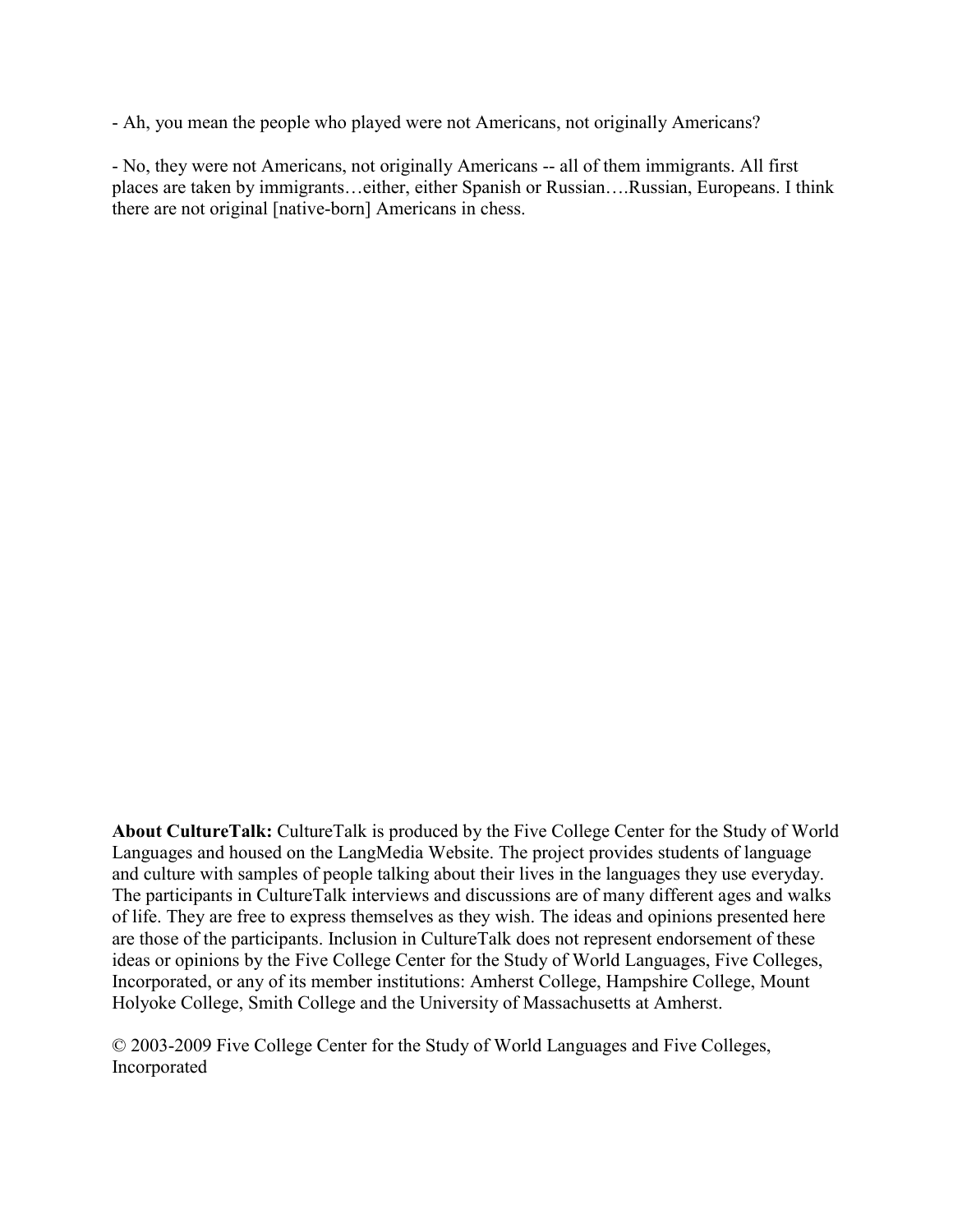- Ah, you mean the people who played were not Americans, not originally Americans?

- No, they were not Americans, not originally Americans -- all of them immigrants. All first places are taken by immigrants…either, either Spanish or Russian….Russian, Europeans. I think there are not original [native-born] Americans in chess.

**About CultureTalk:** CultureTalk is produced by the Five College Center for the Study of World Languages and housed on the LangMedia Website. The project provides students of language and culture with samples of people talking about their lives in the languages they use everyday. The participants in CultureTalk interviews and discussions are of many different ages and walks of life. They are free to express themselves as they wish. The ideas and opinions presented here are those of the participants. Inclusion in CultureTalk does not represent endorsement of these ideas or opinions by the Five College Center for the Study of World Languages, Five Colleges, Incorporated, or any of its member institutions: Amherst College, Hampshire College, Mount Holyoke College, Smith College and the University of Massachusetts at Amherst.

© 2003-2009 Five College Center for the Study of World Languages and Five Colleges, Incorporated